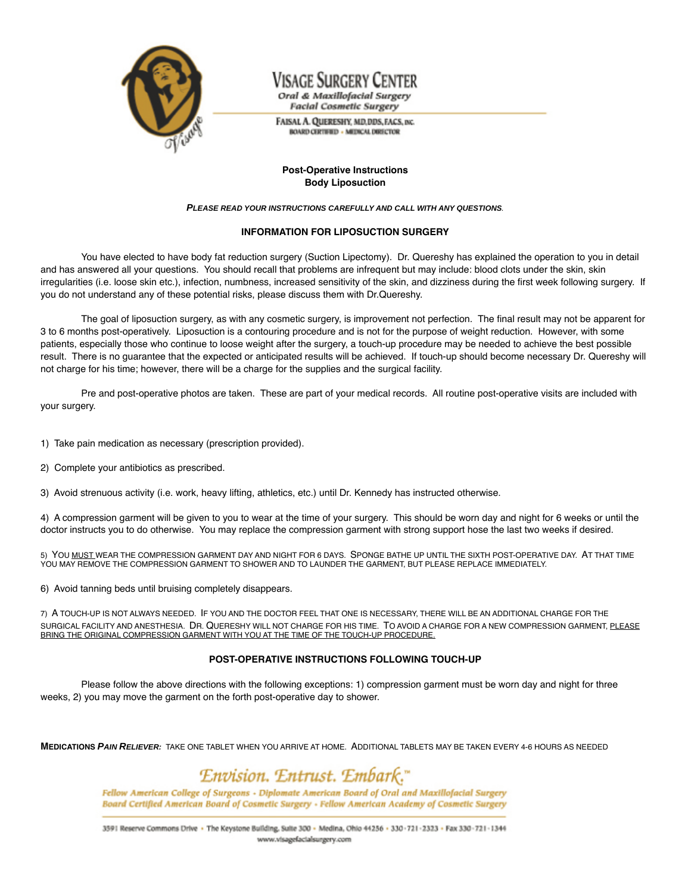VISAGE SURGERY CENTER
Oral & Maxillofacial Surgery
Facial Cosmetic Surgery

FAISAL A. QUERESHY, MD, DDS, FACS, INC.
BOARD CERTIFIED · MEDICAL DIRECTOR

## Post-Operative Instructions
## Body Liposuction

***PLEASE READ YOUR INSTRUCTIONS CAREFULLY AND CALL WITH ANY QUESTIONS.***

### INFORMATION FOR LIPOSUCTION SURGERY

You have elected to have body fat reduction surgery (Suction Lipectomy). Dr. Quereshy has explained the operation to you in detail and has answered all your questions. You should recall that problems are infrequent but may include: blood clots under the skin, skin irregularities (i.e. loose skin etc.), infection, numbness, increased sensitivity of the skin, and dizziness during the first week following surgery. If you do not understand any of these potential risks, please discuss them with Dr.Quereshy.

The goal of liposuction surgery, as with any cosmetic surgery, is improvement not perfection. The final result may not be apparent for 3 to 6 months post-operatively. Liposuction is a contouring procedure and is not for the purpose of weight reduction. However, with some patients, especially those who continue to loose weight after the surgery, a touch-up procedure may be needed to achieve the best possible result. There is no guarantee that the expected or anticipated results will be achieved. If touch-up should become necessary Dr. Quereshy will not charge for his time; however, there will be a charge for the supplies and the surgical facility.

Pre and post-operative photos are taken. These are part of your medical records. All routine post-operative visits are included with your surgery.

1) Take pain medication as necessary (prescription provided).

2) Complete your antibiotics as prescribed.

3) Avoid strenuous activity (i.e. work, heavy lifting, athletics, etc.) until Dr. Kennedy has instructed otherwise.

4) A compression garment will be given to you to wear at the time of your surgery. This should be worn day and night for 6 weeks or until the doctor instructs you to do otherwise. You may replace the compression garment with strong support hose the last two weeks if desired.

5) YOU MUST WEAR THE COMPRESSION GARMENT DAY AND NIGHT FOR 6 DAYS. SPONGE BATHE UP UNTIL THE SIXTH POST-OPERATIVE DAY. AT THAT TIME YOU MAY REMOVE THE COMPRESSION GARMENT TO SHOWER AND TO LAUNDER THE GARMENT, BUT PLEASE REPLACE IMMEDIATELY.

6) Avoid tanning beds until bruising completely disappears.

7) A TOUCH-UP IS NOT ALWAYS NEEDED. IF YOU AND THE DOCTOR FEEL THAT ONE IS NECESSARY, THERE WILL BE AN ADDITIONAL CHARGE FOR THE SURGICAL FACILITY AND ANESTHESIA. DR. QUERESHY WILL NOT CHARGE FOR HIS TIME. TO AVOID A CHARGE FOR A NEW COMPRESSION GARMENT, PLEASE BRING THE ORIGINAL COMPRESSION GARMENT WITH YOU AT THE TIME OF THE TOUCH-UP PROCEDURE.

### POST-OPERATIVE INSTRUCTIONS FOLLOWING TOUCH-UP

Please follow the above directions with the following exceptions: 1) compression garment must be worn day and night for three weeks, 2) you may move the garment on the forth post-operative day to shower.

**MEDICATIONS *PAIN RELIEVER:*** TAKE ONE TABLET WHEN YOU ARRIVE AT HOME. ADDITIONAL TABLETS MAY BE TAKEN EVERY 4-6 HOURS AS NEEDED

*Envision. Entrust. Embark.™*

*Fellow American College of Surgeons · Diplomate American Board of Oral and Maxillofacial Surgery*
*Board Certified American Board of Cosmetic Surgery · Fellow American Academy of Cosmetic Surgery*

3591 Reserve Commons Drive · The Keystone Building, Suite 300 · Medina, Ohio 44256 · 330·721·2323 · Fax 330·721·1344
www.visagefacialsurgery.com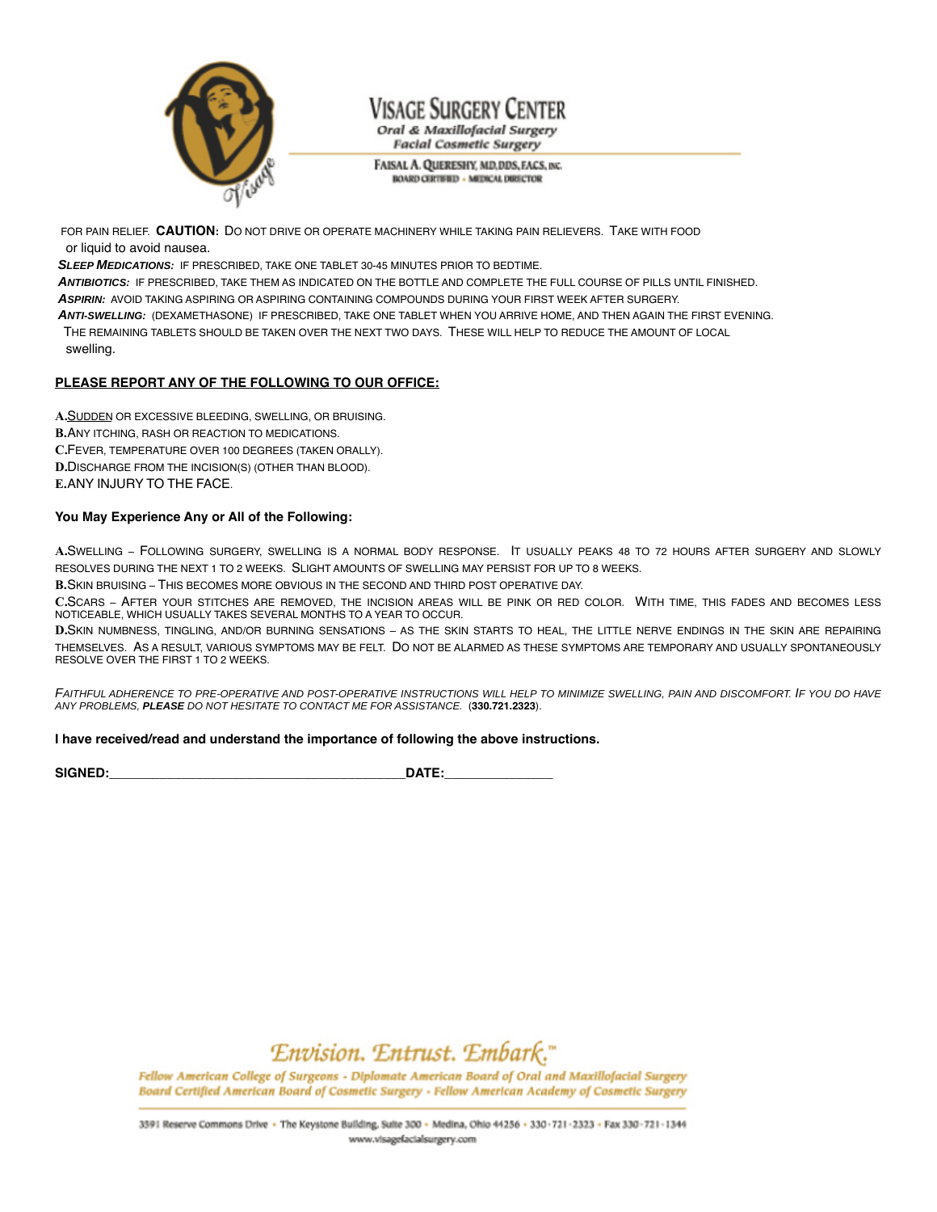FOR PAIN RELIEF. **CAUTION:** DO NOT DRIVE OR OPERATE MACHINERY WHILE TAKING PAIN RELIEVERS. TAKE WITH FOOD or liquid to avoid nausea.

***SLEEP MEDICATIONS:*** IF PRESCRIBED, TAKE ONE TABLET 30-45 MINUTES PRIOR TO BEDTIME.

***ANTIBIOTICS:*** IF PRESCRIBED, TAKE THEM AS INDICATED ON THE BOTTLE AND COMPLETE THE FULL COURSE OF PILLS UNTIL FINISHED.

***ASPIRIN:*** AVOID TAKING ASPIRING OR ASPIRING CONTAINING COMPOUNDS DURING YOUR FIRST WEEK AFTER SURGERY.

***ANTI-SWELLING:*** (DEXAMETHASONE) IF PRESCRIBED, TAKE ONE TABLET WHEN YOU ARRIVE HOME, AND THEN AGAIN THE FIRST EVENING. THE REMAINING TABLETS SHOULD BE TAKEN OVER THE NEXT TWO DAYS. THESE WILL HELP TO REDUCE THE AMOUNT OF LOCAL swelling.

**PLEASE REPORT ANY OF THE FOLLOWING TO OUR OFFICE:**

**A.**SUDDEN OR EXCESSIVE BLEEDING, SWELLING, OR BRUISING.
**B.**ANY ITCHING, RASH OR REACTION TO MEDICATIONS.
**C.**FEVER, TEMPERATURE OVER 100 DEGREES (TAKEN ORALLY).
**D.**DISCHARGE FROM THE INCISION(S) (OTHER THAN BLOOD).
**E.**ANY INJURY TO THE FACE.

**You May Experience Any or All of the Following:**

**A.**SWELLING – FOLLOWING SURGERY, SWELLING IS A NORMAL BODY RESPONSE. IT USUALLY PEAKS 48 TO 72 HOURS AFTER SURGERY AND SLOWLY RESOLVES DURING THE NEXT 1 TO 2 WEEKS. SLIGHT AMOUNTS OF SWELLING MAY PERSIST FOR UP TO 8 WEEKS.

**B.**SKIN BRUISING – THIS BECOMES MORE OBVIOUS IN THE SECOND AND THIRD POST OPERATIVE DAY.

**C.**SCARS – AFTER YOUR STITCHES ARE REMOVED, THE INCISION AREAS WILL BE PINK OR RED COLOR. WITH TIME, THIS FADES AND BECOMES LESS NOTICEABLE, WHICH USUALLY TAKES SEVERAL MONTHS TO A YEAR TO OCCUR.

**D.**SKIN NUMBNESS, TINGLING, AND/OR BURNING SENSATIONS – AS THE SKIN STARTS TO HEAL, THE LITTLE NERVE ENDINGS IN THE SKIN ARE REPAIRING THEMSELVES. AS A RESULT, VARIOUS SYMPTOMS MAY BE FELT. DO NOT BE ALARMED AS THESE SYMPTOMS ARE TEMPORARY AND USUALLY SPONTANEOUSLY RESOLVE OVER THE FIRST 1 TO 2 WEEKS.

*FAITHFUL ADHERENCE TO PRE-OPERATIVE AND POST-OPERATIVE INSTRUCTIONS WILL HELP TO MINIMIZE SWELLING, PAIN AND DISCOMFORT. IF YOU DO HAVE ANY PROBLEMS, **PLEASE** DO NOT HESITATE TO CONTACT ME FOR ASSISTANCE.* (**330.721.2323**).

**I have received/read and understand the importance of following the above instructions.**

**SIGNED:**_________________________________________**DATE:**_______________